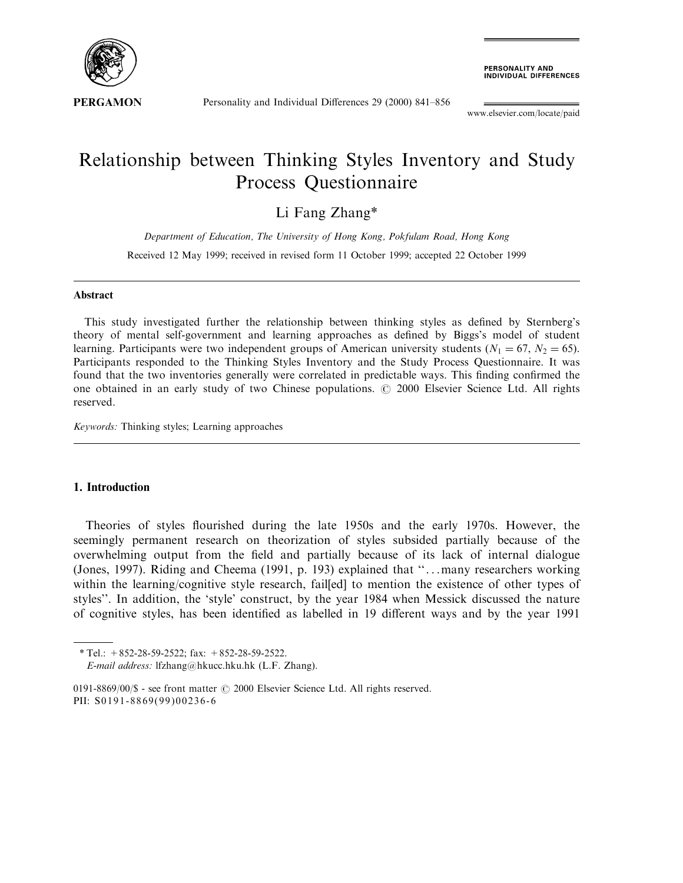# Relationship between Thinking Styles Inventory and Study Process Questionnaire

Li Fang Zhang*

*Department of Education, The University of Hong Kong, Pokfulam Road, Hong Kong*

Received 12 May 1999; received in revised form 11 October 1999; accepted 22 October 1999

## Abstract

This study investigated further the relationship between thinking styles as defined by Sternberg's theory of mental self-government and learning approaches as defined by Biggs's model of student learning. Participants were two independent groups of American university students ($N_1 = 67$, $N_2 = 65$). Participants responded to the Thinking Styles Inventory and the Study Process Questionnaire. It was found that the two inventories generally were correlated in predictable ways. This finding confirmed the one obtained in an early study of two Chinese populations. © 2000 Elsevier Science Ltd. All rights reserved.

*Keywords:* Thinking styles; Learning approaches

## 1. Introduction

Theories of styles flourished during the late 1950s and the early 1970s. However, the seemingly permanent research on theorization of styles subsided partially because of the overwhelming output from the field and partially because of its lack of internal dialogue (Jones, 1997). Riding and Cheema (1991, p. 193) explained that "...many researchers working within the learning/cognitive style research, fail[ed] to mention the existence of other types of styles". In addition, the 'style' construct, by the year 1984 when Messick discussed the nature of cognitive styles, has been identified as labelled in 19 different ways and by the year 1991

\* Tel.: +852-28-59-2522; fax: +852-28-59-2522.
*E-mail address:* lfzhang@hkucc.hku.hk (L.F. Zhang).

0191-8869/00/$ - see front matter © 2000 Elsevier Science Ltd. All rights reserved.
PII: S0191-8869(99)00236-6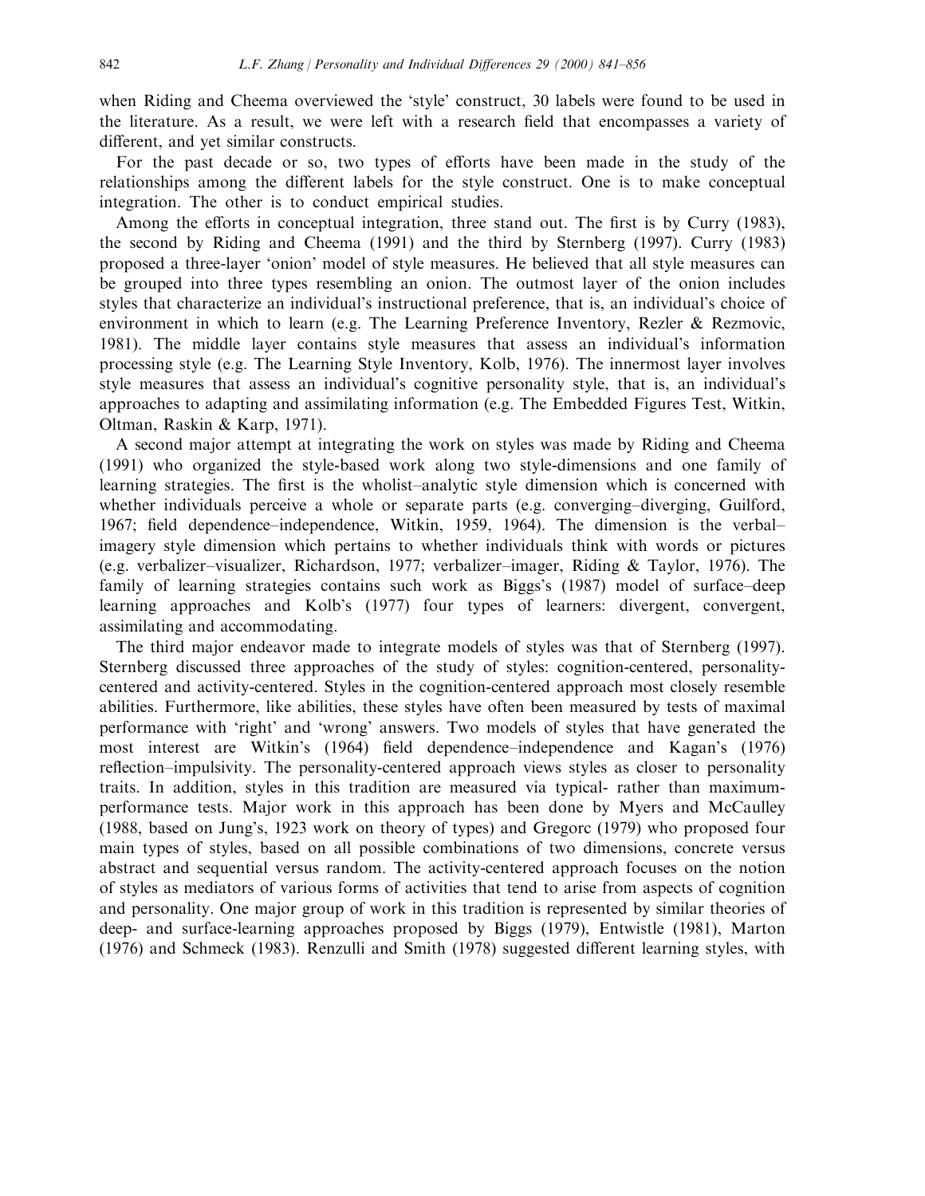when Riding and Cheema overviewed the 'style' construct, 30 labels were found to be used in the literature. As a result, we were left with a research field that encompasses a variety of different, and yet similar constructs.

For the past decade or so, two types of efforts have been made in the study of the relationships among the different labels for the style construct. One is to make conceptual integration. The other is to conduct empirical studies.

Among the efforts in conceptual integration, three stand out. The first is by Curry (1983), the second by Riding and Cheema (1991) and the third by Sternberg (1997). Curry (1983) proposed a three-layer 'onion' model of style measures. He believed that all style measures can be grouped into three types resembling an onion. The outmost layer of the onion includes styles that characterize an individual's instructional preference, that is, an individual's choice of environment in which to learn (e.g. The Learning Preference Inventory, Rezler & Rezmovic, 1981). The middle layer contains style measures that assess an individual's information processing style (e.g. The Learning Style Inventory, Kolb, 1976). The innermost layer involves style measures that assess an individual's cognitive personality style, that is, an individual's approaches to adapting and assimilating information (e.g. The Embedded Figures Test, Witkin, Oltman, Raskin & Karp, 1971).

A second major attempt at integrating the work on styles was made by Riding and Cheema (1991) who organized the style-based work along two style-dimensions and one family of learning strategies. The first is the wholist–analytic style dimension which is concerned with whether individuals perceive a whole or separate parts (e.g. converging–diverging, Guilford, 1967; field dependence–independence, Witkin, 1959, 1964). The dimension is the verbal–imagery style dimension which pertains to whether individuals think with words or pictures (e.g. verbalizer–visualizer, Richardson, 1977; verbalizer–imager, Riding & Taylor, 1976). The family of learning strategies contains such work as Biggs's (1987) model of surface–deep learning approaches and Kolb's (1977) four types of learners: divergent, convergent, assimilating and accommodating.

The third major endeavor made to integrate models of styles was that of Sternberg (1997). Sternberg discussed three approaches of the study of styles: cognition-centered, personality-centered and activity-centered. Styles in the cognition-centered approach most closely resemble abilities. Furthermore, like abilities, these styles have often been measured by tests of maximal performance with 'right' and 'wrong' answers. Two models of styles that have generated the most interest are Witkin's (1964) field dependence–independence and Kagan's (1976) reflection–impulsivity. The personality-centered approach views styles as closer to personality traits. In addition, styles in this tradition are measured via typical- rather than maximum-performance tests. Major work in this approach has been done by Myers and McCaulley (1988, based on Jung's, 1923 work on theory of types) and Gregorc (1979) who proposed four main types of styles, based on all possible combinations of two dimensions, concrete versus abstract and sequential versus random. The activity-centered approach focuses on the notion of styles as mediators of various forms of activities that tend to arise from aspects of cognition and personality. One major group of work in this tradition is represented by similar theories of deep- and surface-learning approaches proposed by Biggs (1979), Entwistle (1981), Marton (1976) and Schmeck (1983). Renzulli and Smith (1978) suggested different learning styles, with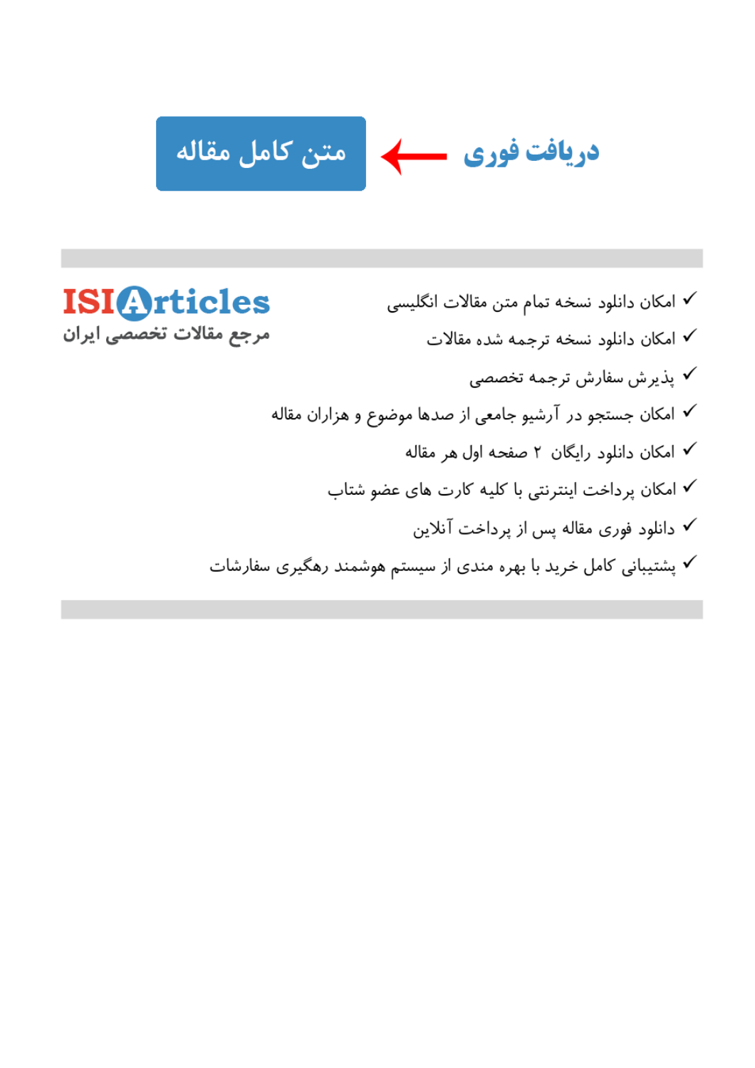دریافت فوری ← **متن کامل مقاله**

**ISIArticles**
مرجع مقالات تخصصی ایران

- ✓ امکان دانلود نسخه تمام متن مقالات انگلیسی
- ✓ امکان دانلود نسخه ترجمه شده مقالات
- ✓ پذیرش سفارش ترجمه تخصصی
- ✓ امکان جستجو در آرشیو جامعی از صدها موضوع و هزاران مقاله
- ✓ امکان دانلود رایگان ۲ صفحه اول هر مقاله
- ✓ امکان پرداخت اینترنتی با کلیه کارت های عضو شتاب
- ✓ دانلود فوری مقاله پس از پرداخت آنلاین
- ✓ پشتیبانی کامل خرید با بهره مندی از سیستم هوشمند رهگیری سفارشات